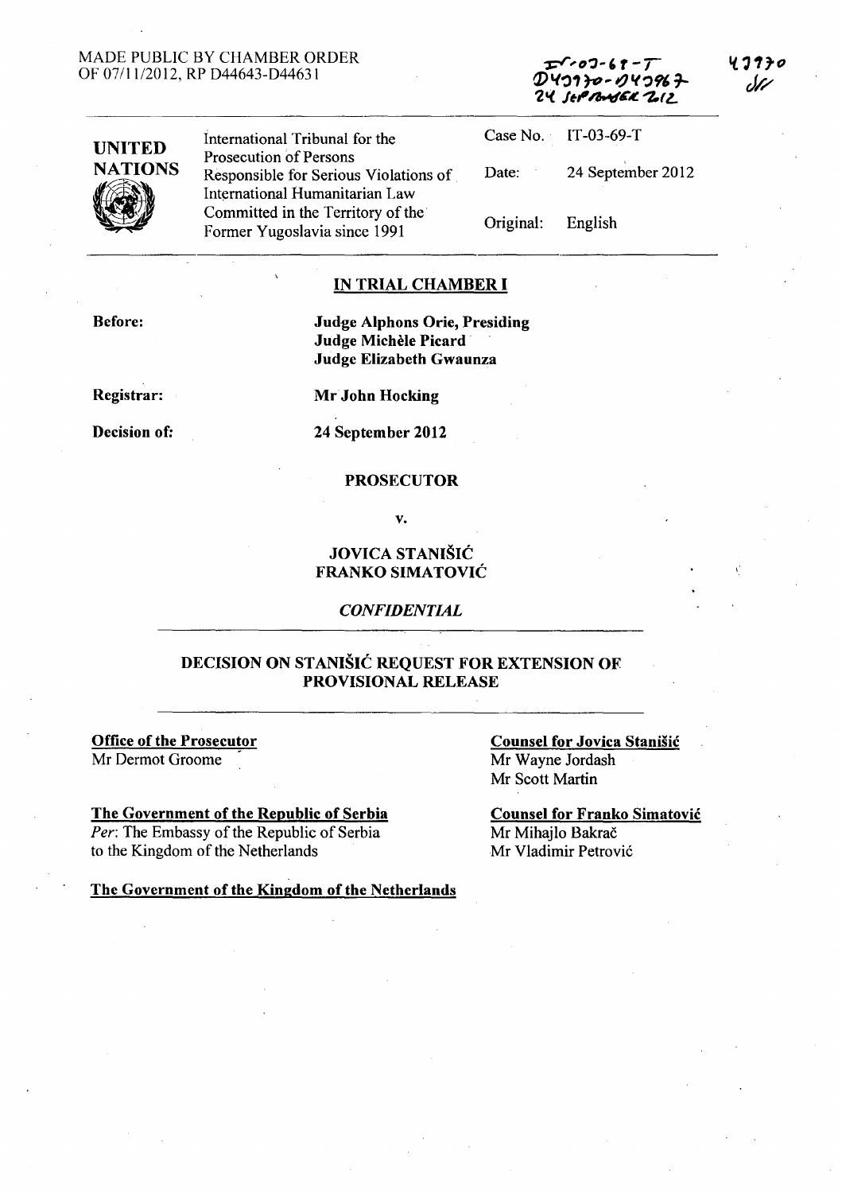MADE PUBLIC BY CHAMBER ORDER
OF 07/11/2012, RP D44643-D44631

IT-03-69-T
D43770-D43967
24 SEPTEMBER 2012

43770
SF

| UNITED NATIONS | International Tribunal for the Prosecution of Persons Responsible for Serious Violations of International Humanitarian Law Committed in the Territory of the Former Yugoslavia since 1991 | Case No. | IT-03-69-T |
|---|---|---|---|
| | | Date: | 24 September 2012 |
| | | Original: | English |

## IN TRIAL CHAMBER I

**Before:** **Judge Alphons Orie, Presiding**
**Judge Michèle Picard**
**Judge Elizabeth Gwaunza**

**Registrar:** **Mr John Hocking**

**Decision of:** **24 September 2012**

**PROSECUTOR**

**v.**

**JOVICA STANIŠIĆ**
**FRANKO SIMATOVIĆ**

***CONFIDENTIAL***

## DECISION ON STANIŠIĆ REQUEST FOR EXTENSION OF PROVISIONAL RELEASE

**Office of the Prosecutor**
Mr Dermot Groome

**Counsel for Jovica Stanišić**
Mr Wayne Jordash
Mr Scott Martin

**The Government of the Republic of Serbia**
*Per*: The Embassy of the Republic of Serbia to the Kingdom of the Netherlands

**Counsel for Franko Simatović**
Mr Mihajlo Bakrač
Mr Vladimir Petrović

**The Government of the Kingdom of the Netherlands**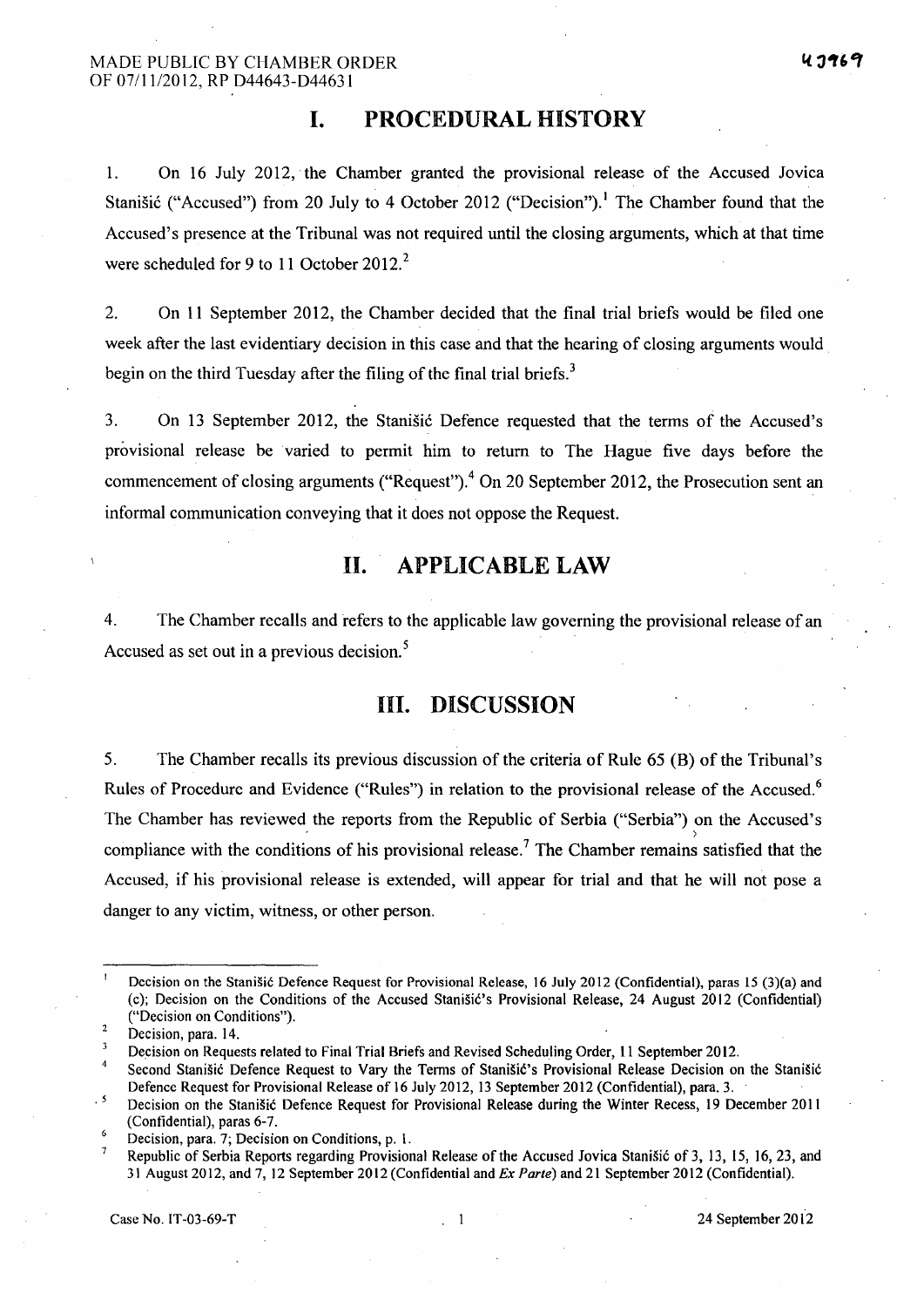## I. PROCEDURAL HISTORY

1. On 16 July 2012, the Chamber granted the provisional release of the Accused Jovica Stanišić ("Accused") from 20 July to 4 October 2012 ("Decision").[1] The Chamber found that the Accused's presence at the Tribunal was not required until the closing arguments, which at that time were scheduled for 9 to 11 October 2012.[2]

2. On 11 September 2012, the Chamber decided that the final trial briefs would be filed one week after the last evidentiary decision in this case and that the hearing of closing arguments would begin on the third Tuesday after the filing of the final trial briefs.[3]

3. On 13 September 2012, the Stanišić Defence requested that the terms of the Accused's provisional release be varied to permit him to return to The Hague five days before the commencement of closing arguments ("Request").[4] On 20 September 2012, the Prosecution sent an informal communication conveying that it does not oppose the Request.

## II. APPLICABLE LAW

4. The Chamber recalls and refers to the applicable law governing the provisional release of an Accused as set out in a previous decision.[5]

## III. DISCUSSION

5. The Chamber recalls its previous discussion of the criteria of Rule 65 (B) of the Tribunal's Rules of Procedure and Evidence ("Rules") in relation to the provisional release of the Accused.[6] The Chamber has reviewed the reports from the Republic of Serbia ("Serbia") on the Accused's compliance with the conditions of his provisional release.[7] The Chamber remains satisfied that the Accused, if his provisional release is extended, will appear for trial and that he will not pose a danger to any victim, witness, or other person.

---

[1] Decision on the Stanišić Defence Request for Provisional Release, 16 July 2012 (Confidential), paras 15 (3)(a) and (c); Decision on the Conditions of the Accused Stanišić's Provisional Release, 24 August 2012 (Confidential) ("Decision on Conditions").

[2] Decision, para. 14.

[3] Decision on Requests related to Final Trial Briefs and Revised Scheduling Order, 11 September 2012.

[4] Second Stanišić Defence Request to Vary the Terms of Stanišić's Provisional Release Decision on the Stanišić Defence Request for Provisional Release of 16 July 2012, 13 September 2012 (Confidential), para. 3.

[5] Decision on the Stanišić Defence Request for Provisional Release during the Winter Recess, 19 December 2011 (Confidential), paras 6-7.

[6] Decision, para. 7; Decision on Conditions, p. 1.

[7] Republic of Serbia Reports regarding Provisional Release of the Accused Jovica Stanišić of 3, 13, 15, 16, 23, and 31 August 2012, and 7, 12 September 2012 (Confidential and *Ex Parte*) and 21 September 2012 (Confidential).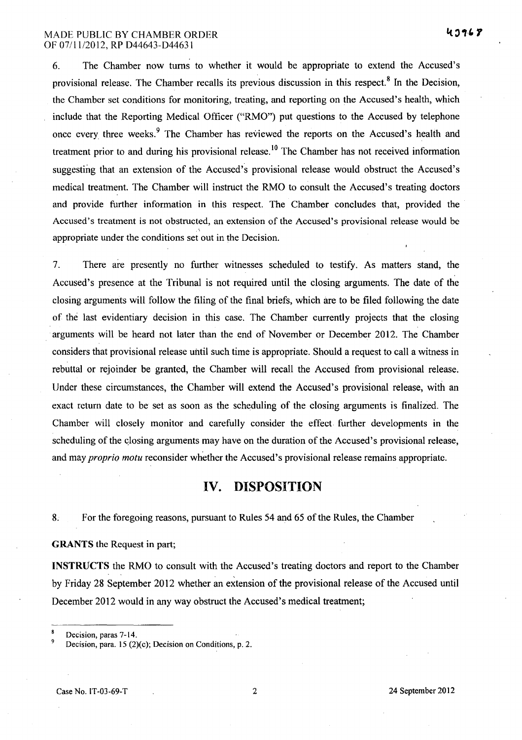6. The Chamber now turns to whether it would be appropriate to extend the Accused's provisional release. The Chamber recalls its previous discussion in this respect.[8] In the Decision, the Chamber set conditions for monitoring, treating, and reporting on the Accused's health, which include that the Reporting Medical Officer ("RMO") put questions to the Accused by telephone once every three weeks.[9] The Chamber has reviewed the reports on the Accused's health and treatment prior to and during his provisional release.[10] The Chamber has not received information suggesting that an extension of the Accused's provisional release would obstruct the Accused's medical treatment. The Chamber will instruct the RMO to consult the Accused's treating doctors and provide further information in this respect. The Chamber concludes that, provided the Accused's treatment is not obstructed, an extension of the Accused's provisional release would be appropriate under the conditions set out in the Decision.

7. There are presently no further witnesses scheduled to testify. As matters stand, the Accused's presence at the Tribunal is not required until the closing arguments. The date of the closing arguments will follow the filing of the final briefs, which are to be filed following the date of the last evidentiary decision in this case. The Chamber currently projects that the closing arguments will be heard not later than the end of November or December 2012. The Chamber considers that provisional release until such time is appropriate. Should a request to call a witness in rebuttal or rejoinder be granted, the Chamber will recall the Accused from provisional release. Under these circumstances, the Chamber will extend the Accused's provisional release, with an exact return date to be set as soon as the scheduling of the closing arguments is finalized. The Chamber will closely monitor and carefully consider the effect further developments in the scheduling of the closing arguments may have on the duration of the Accused's provisional release, and may *proprio motu* reconsider whether the Accused's provisional release remains appropriate.

## IV. DISPOSITION

8. For the foregoing reasons, pursuant to Rules 54 and 65 of the Rules, the Chamber

**GRANTS** the Request in part;

**INSTRUCTS** the RMO to consult with the Accused's treating doctors and report to the Chamber by Friday 28 September 2012 whether an extension of the provisional release of the Accused until December 2012 would in any way obstruct the Accused's medical treatment;

---

[8] Decision, paras 7-14.

[9] Decision, para. 15 (2)(c); Decision on Conditions, p. 2.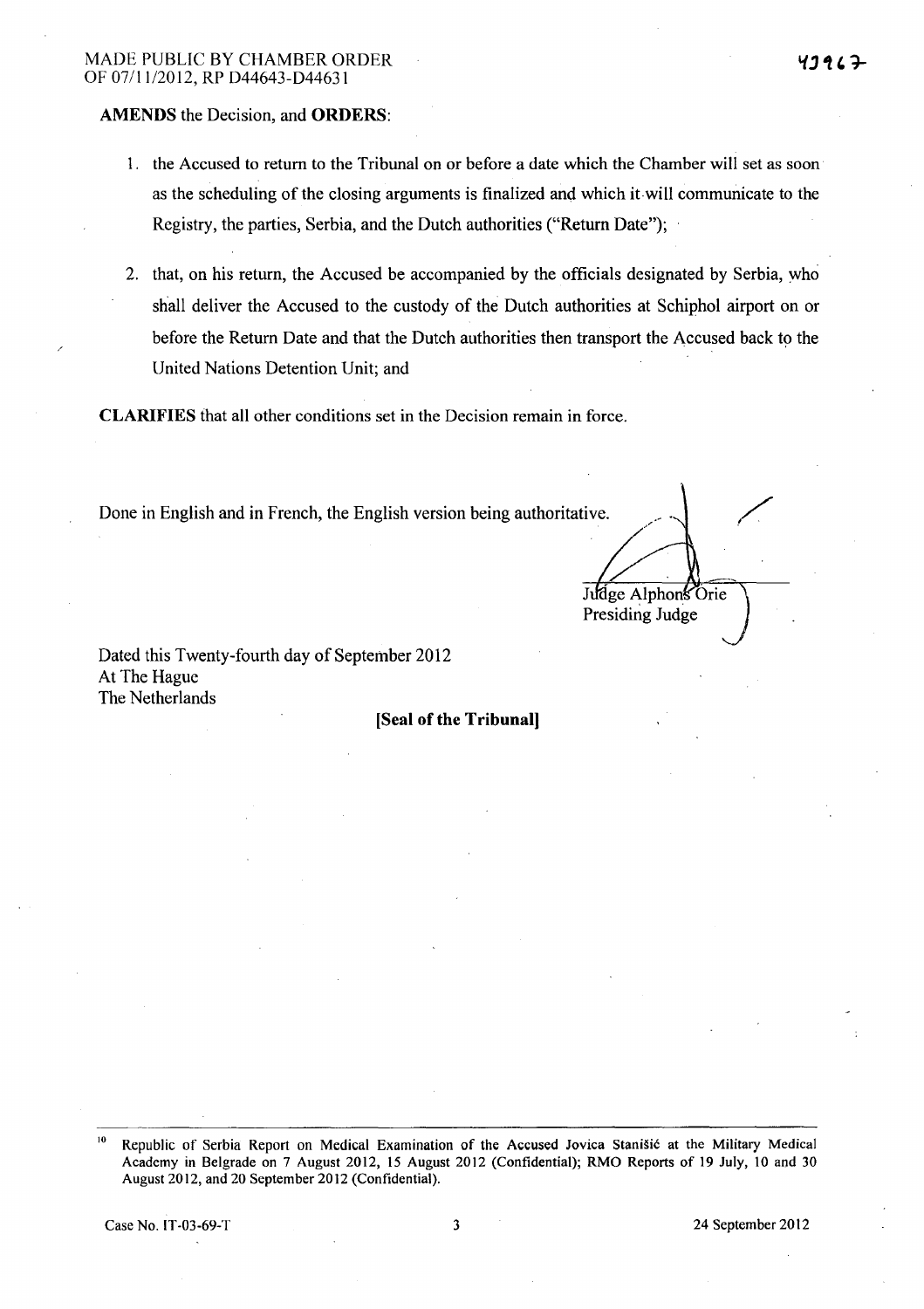MADE PUBLIC BY CHAMBER ORDER
OF 07/11/2012, RP D44643-D44631

**AMENDS** the Decision, and **ORDERS**:

1. the Accused to return to the Tribunal on or before a date which the Chamber will set as soon as the scheduling of the closing arguments is finalized and which it will communicate to the Registry, the parties, Serbia, and the Dutch authorities ("Return Date");

2. that, on his return, the Accused be accompanied by the officials designated by Serbia, who shall deliver the Accused to the custody of the Dutch authorities at Schiphol airport on or before the Return Date and that the Dutch authorities then transport the Accused back to the United Nations Detention Unit; and

**CLARIFIES** that all other conditions set in the Decision remain in force.

Done in English and in French, the English version being authoritative.

Judge Alphons Orie
Presiding Judge

Dated this Twenty-fourth day of September 2012
At The Hague
The Netherlands

**[Seal of the Tribunal]**

---

[10] Republic of Serbia Report on Medical Examination of the Accused Jovica Stanišić at the Military Medical Academy in Belgrade on 7 August 2012, 15 August 2012 (Confidential); RMO Reports of 19 July, 10 and 30 August 2012, and 20 September 2012 (Confidential).